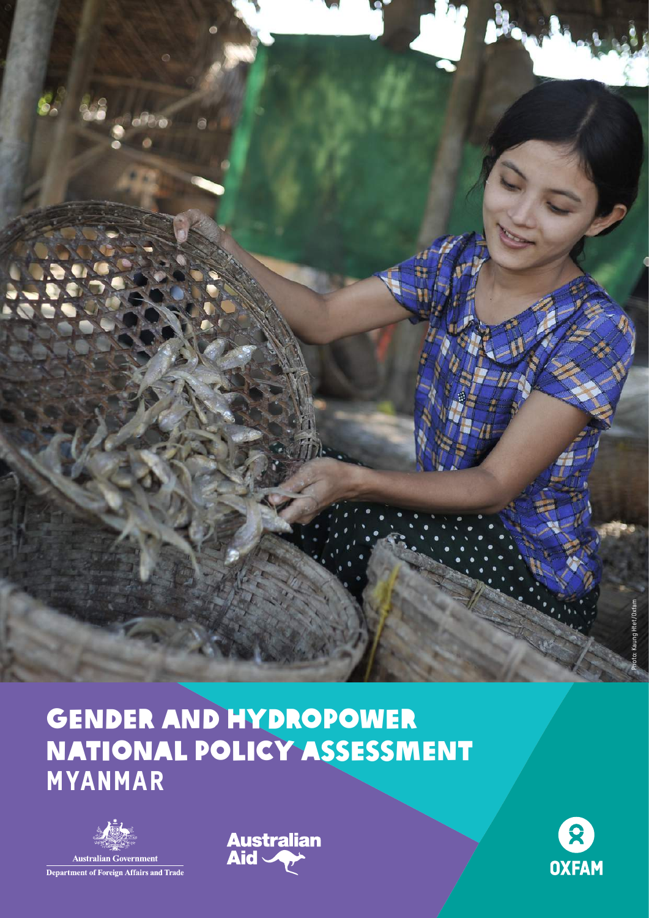# GENDER AND HYDROPOWER NATIONAL POLICY ASSESSMENT

## MYANMAR

Photo: Kaung Htet/Oxfam

Australian Government

Department of Foreign Affairs and Trade

Australian Aid

OXFAM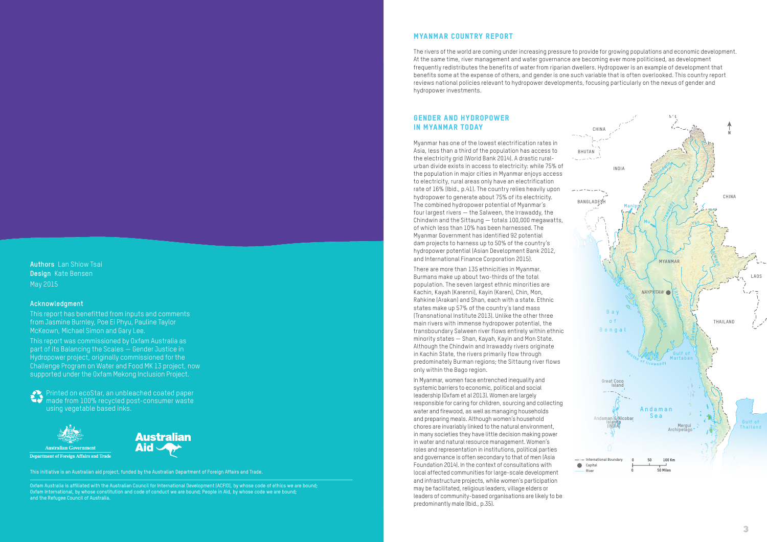**Authors** Lan Shiow Tsai
**Design** Kate Bensen
May 2015

#### Acknowledgment

This report has benefitted from inputs and comments from Jasmine Burnley, Poe Ei Phyu, Pauline Taylor McKeown, Michael Simon and Gary Lee.

This report was commissioned by Oxfam Australia as part of its Balancing the Scales — Gender Justice in Hydropower project, originally commissioned for the Challenge Program on Water and Food MK 13 project, now supported under the Oxfam Mekong Inclusion Project.

Printed on ecoStar, an unbleached coated paper made from 100% recycled post-consumer waste using vegetable based inks.

Australian Government
Department of Foreign Affairs and Trade

Australian Aid

This initiative is an Australian aid project, funded by the Australian Department of Foreign Affairs and Trade.

Oxfam Australia is affiliated with the Australian Council for International Development (ACFID), by whose code of ethics we are bound; Oxfam International, by whose constitution and code of conduct we are bound; People in Aid, by whose code we are bound; and the Refugee Council of Australia.

## MYANMAR COUNTRY REPORT

The rivers of the world are coming under increasing pressure to provide for growing populations and economic development. At the same time, river management and water governance are becoming ever more politicised, as development frequently redistributes the benefits of water from riparian dwellers. Hydropower is an example of development that benefits some at the expense of others, and gender is one such variable that is often overlooked. This country report reviews national policies relevant to hydropower developments, focusing particularly on the nexus of gender and hydropower investments.

## GENDER AND HYDROPOWER IN MYANMAR TODAY

Myanmar has one of the lowest electrification rates in Asia, less than a third of the population has access to the electricity grid (World Bank 2014). A drastic rural-urban divide exists in access to electricity: while 75% of the population in major cities in Myanmar enjoys access to electricity, rural areas only have an electrification rate of 16% (Ibid., p.41). The country relies heavily upon hydropower to generate about 75% of its electricity. The combined hydropower potential of Myanmar's four largest rivers — the Salween, the Irrawaddy, the Chindwin and the Sittaung — totals 100,000 megawatts, of which less than 10% has been harnessed. The Myanmar Government has identified 92 potential dam projects to harness up to 50% of the country's hydropower potential (Asian Development Bank 2012, and International Finance Corporation 2015).

There are more than 135 ethnicities in Myanmar. Burmans make up about two-thirds of the total population. The seven largest ethnic minorities are Kachin, Kayah (Karenni), Kayin (Karen), Chin, Mon, Rahkine (Arakan) and Shan, each with a state. Ethnic states make up 57% of the country's land mass (Transnational Institute 2013). Unlike the other three main rivers with immense hydropower potential, the transboundary Salween river flows entirely within ethnic minority states — Shan, Kayah, Kayin and Mon State. Although the Chindwin and Irrawaddy rivers originate in Kachin State, the rivers primarily flow through predominately Burman regions; the Sittaung river flows only within the Bago region.

In Myanmar, women face entrenched inequality and systemic barriers to economic, political and social leadership (Oxfam et al 2013). Women are largely responsible for caring for children, sourcing and collecting water and firewood, as well as managing households and preparing meals. Although women's household chores are invariably linked to the natural environment, in many societies they have little decision making power in water and natural resource management. Women's roles and representation in institutions, political parties and governance is often secondary to that of men (Asia Foundation 2014). In the context of consultations with local affected communities for large-scale development and infrastructure projects, while women's participation may be facilitated, religious leaders, village elders or leaders of community-based organisations are likely to be predominantly male (Ibid., p.35).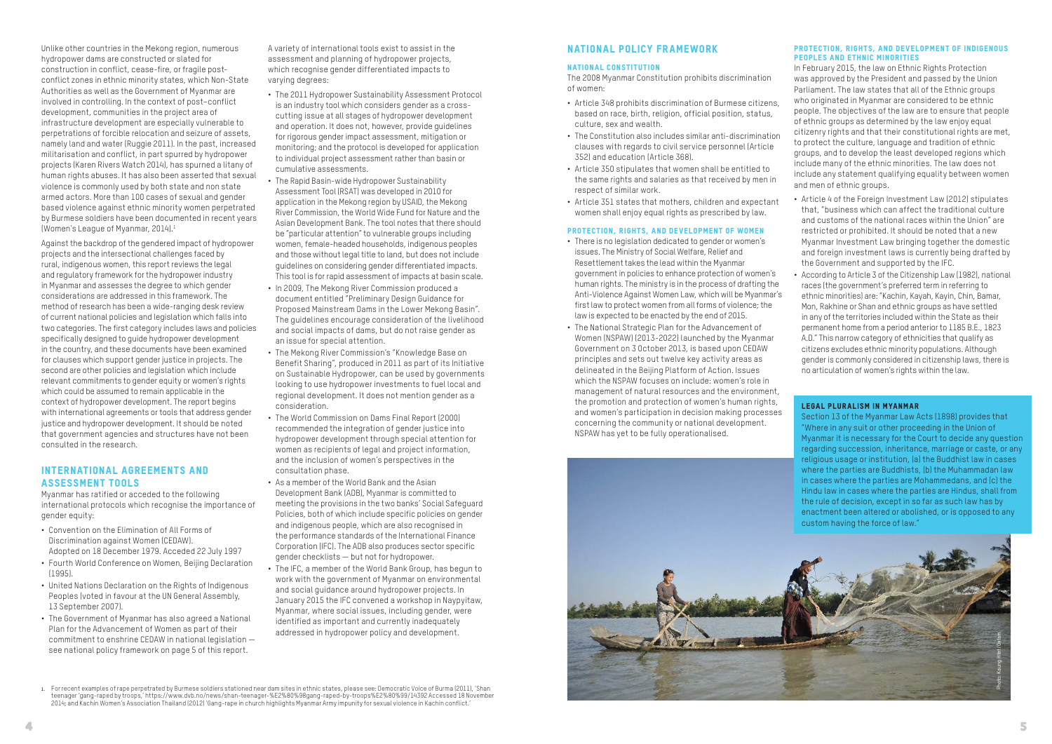Unlike other countries in the Mekong region, numerous hydropower dams are constructed or slated for construction in conflict, cease-fire, or fragile post-conflict zones in ethnic minority states, which Non-State Authorities as well as the Government of Myanmar are involved in controlling. In the context of post-conflict development, communities in the project area of infrastructure development are especially vulnerable to perpetrations of forcible relocation and seizure of assets, namely land and water (Ruggie 2011). In the past, increased militarisation and conflict, in part spurred by hydropower projects (Karen Rivers Watch 2014), has spurred a litany of human rights abuses. It has also been asserted that sexual violence is commonly used by both state and non state armed actors. More than 100 cases of sexual and gender based violence against ethnic minority women perpetrated by Burmese soldiers have been documented in recent years (Women's League of Myanmar, 2014).[1]

Against the backdrop of the gendered impact of hydropower projects and the intersectional challenges faced by rural, indigenous women, this report reviews the legal and regulatory framework for the hydropower industry in Myanmar and assesses the degree to which gender considerations are addressed in this framework. The method of research has been a wide-ranging desk review of current national policies and legislation which falls into two categories. The first category includes laws and policies specifically designed to guide hydropower development in the country, and these documents have been examined for clauses which support gender justice in projects. The second are other policies and legislation which include relevant commitments to gender equity or women's rights which could be assumed to remain applicable in the context of hydropower development. The report begins with international agreements or tools that address gender justice and hydropower development. It should be noted that government agencies and structures have not been consulted in the research.

## INTERNATIONAL AGREEMENTS AND ASSESSMENT TOOLS

Myanmar has ratified or acceded to the following international protocols which recognise the importance of gender equity:

- Convention on the Elimination of All Forms of Discrimination against Women (CEDAW). Adopted on 18 December 1979. Acceded 22 July 1997
- Fourth World Conference on Women, Beijing Declaration (1995).
- United Nations Declaration on the Rights of Indigenous Peoples (voted in favour at the UN General Assembly, 13 September 2007).
- The Government of Myanmar has also agreed a National Plan for the Advancement of Women as part of their commitment to enshrine CEDAW in national legislation — see national policy framework on page 5 of this report.

A variety of international tools exist to assist in the assessment and planning of hydropower projects, which recognise gender differentiated impacts to varying degrees:

- The 2011 Hydropower Sustainability Assessment Protocol is an industry tool which considers gender as a cross-cutting issue at all stages of hydropower development and operation. It does not, however, provide guidelines for rigorous gender impact assessment, mitigation or monitoring; and the protocol is developed for application to individual project assessment rather than basin or cumulative assessments.
- The Rapid Basin-wide Hydropower Sustainability Assessment Tool (RSAT) was developed in 2010 for application in the Mekong region by USAID, the Mekong River Commission, the World Wide Fund for Nature and the Asian Development Bank. The tool notes that there should be "particular attention" to vulnerable groups including women, female-headed households, indigenous peoples and those without legal title to land, but does not include guidelines on considering gender differentiated impacts. This tool is for rapid assessment of impacts at basin scale.
- In 2009, The Mekong River Commission produced a document entitled "Preliminary Design Guidance for Proposed Mainstream Dams in the Lower Mekong Basin". The guidelines encourage consideration of the livelihood and social impacts of dams, but do not raise gender as an issue for special attention.
- The Mekong River Commission's "Knowledge Base on Benefit Sharing", produced in 2011 as part of its Initiative on Sustainable Hydropower, can be used by governments looking to use hydropower investments to fuel local and regional development. It does not mention gender as a consideration.
- The World Commission on Dams Final Report (2000) recommended the integration of gender justice into hydropower development through special attention for women as recipients of legal and project information, and the inclusion of women's perspectives in the consultation phase.
- As a member of the World Bank and the Asian Development Bank (ADB), Myanmar is committed to meeting the provisions in the two banks' Social Safeguard Policies, both of which include specific policies on gender and indigenous people, which are also recognised in the performance standards of the International Finance Corporation (IFC). The ADB also produces sector specific gender checklists — but not for hydropower.
- The IFC, a member of the World Bank Group, has begun to work with the government of Myanmar on environmental and social guidance around hydropower projects. In January 2015 the IFC convened a workshop in Naypyitaw, Myanmar, where social issues, including gender, were identified as important and currently inadequately addressed in hydropower policy and development.

[1] For recent examples of rape perpetrated by Burmese soldiers stationed near dam sites in ethnic states, please see: Democratic Voice of Burma (2011), 'Shan teenager 'gang-raped by troops,' https://www.dvb.no/news/shan-teenager-%E2%80%98gang-raped-by-troops%E2%80%99/14392 Accessed 18 November 2014; and Kachin Women's Association Thailand (2012) 'Gang-rape in church highlights Myanmar Army impunity for sexual violence in Kachin conflict.'

## NATIONAL POLICY FRAMEWORK

### NATIONAL CONSTITUTION

The 2008 Myanmar Constitution prohibits discrimination of women:

- Article 348 prohibits discrimination of Burmese citizens, based on race, birth, religion, official position, status, culture, sex and wealth.
- The Constitution also includes similar anti-discrimination clauses with regards to civil service personnel (Article 352) and education (Article 368).
- Article 350 stipulates that women shall be entitled to the same rights and salaries as that received by men in respect of similar work.
- Article 351 states that mothers, children and expectant women shall enjoy equal rights as prescribed by law.

### PROTECTION, RIGHTS, AND DEVELOPMENT OF WOMEN

- There is no legislation dedicated to gender or women's issues. The Ministry of Social Welfare, Relief and Resettlement takes the lead within the Myanmar government in policies to enhance protection of women's human rights. The ministry is in the process of drafting the Anti-Violence Against Women Law, which will be Myanmar's first law to protect women from all forms of violence; the law is expected to be enacted by the end of 2015.
- The National Strategic Plan for the Advancement of Women (NSPAW) (2013-2022) launched by the Myanmar Government on 3 October 2013, is based upon CEDAW principles and sets out twelve key activity areas as delineated in the Beijing Platform of Action. Issues which the NSPAW focuses on include: women's role in management of natural resources and the environment, the promotion and protection of women's human rights, and women's participation in decision making processes concerning the community or national development. NSPAW has yet to be fully operationalised.

### PROTECTION, RIGHTS, AND DEVELOPMENT OF INDIGENOUS PEOPLES AND ETHNIC MINORITIES

In February 2015, the law on Ethnic Rights Protection was approved by the President and passed by the Union Parliament. The law states that all of the Ethnic groups who originated in Myanmar are considered to be ethnic people. The objectives of the law are to ensure that people of ethnic groups as determined by the law enjoy equal citizenry rights and that their constitutional rights are met, to protect the culture, language and tradition of ethnic groups, and to develop the least developed regions which include many of the ethnic minorities. The law does not include any statement qualifying equality between women and men of ethnic groups.

- Article 4 of the Foreign Investment Law (2012) stipulates that, "business which can affect the traditional culture and customs of the national races within the Union" are restricted or prohibited. It should be noted that a new Myanmar Investment Law bringing together the domestic and foreign investment laws is currently being drafted by the Government and supported by the IFC.
- According to Article 3 of the Citizenship Law (1982), national races (the government's preferred term in referring to ethnic minorities) are: "Kachin, Kayah, Kayin, Chin, Bamar, Mon, Rakhine or Shan and ethnic groups as have settled in any of the territories included within the State as their permanent home from a period anterior to 1185 B.E., 1823 A.D." This narrow category of ethnicities that qualify as citizens excludes ethnic minority populations. Although gender is commonly considered in citizenship laws, there is no articulation of women's rights within the law.

### LEGAL PLURALISM IN MYANMAR

Section 13 of the Myanmar Law Acts (1898) provides that "Where in any suit or other proceeding in the Union of Myanmar it is necessary for the Court to decide any question regarding succession, inheritance, marriage or caste, or any religious usage or institution, (a) the Buddhist law in cases where the parties are Buddhists, (b) the Muhammadan law in cases where the parties are Mohammedans, and (c) the Hindu law in cases where the parties are Hindus, shall from the rule of decision, except in so far as such law has by enactment been altered or abolished, or is opposed to any custom having the force of law."

Photo: Kaung Htet/Oxfam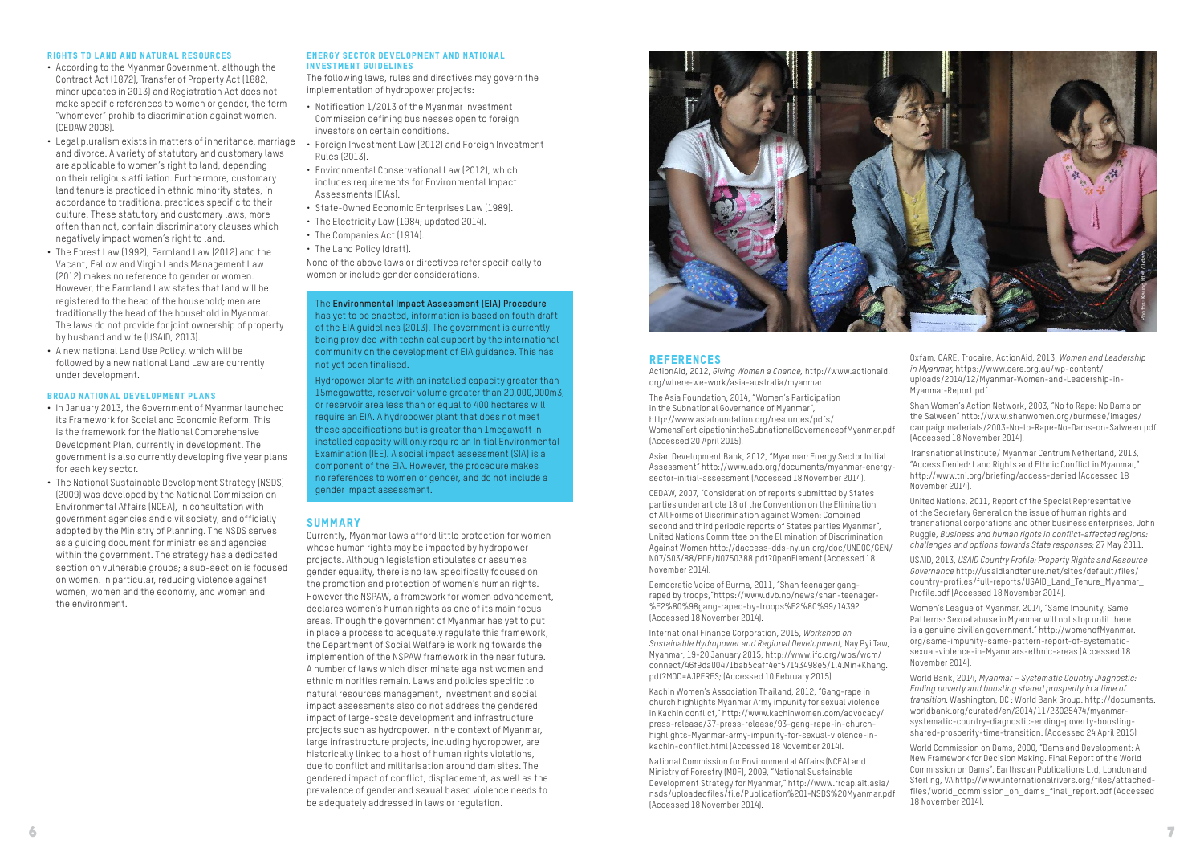### RIGHTS TO LAND AND NATURAL RESOURCES

- According to the Myanmar Government, although the Contract Act (1872), Transfer of Property Act (1882, minor updates in 2013) and Registration Act does not make specific references to women or gender, the term "whomever" prohibits discrimination against women. (CEDAW 2008).
- Legal pluralism exists in matters of inheritance, marriage and divorce. A variety of statutory and customary laws are applicable to women's right to land, depending on their religious affiliation. Furthermore, customary land tenure is practiced in ethnic minority states, in accordance to traditional practices specific to their culture. These statutory and customary laws, more often than not, contain discriminatory clauses which negatively impact women's right to land.
- The Forest Law (1992), Farmland Law (2012) and the Vacant, Fallow and Virgin Lands Management Law (2012) makes no reference to gender or women. However, the Farmland Law states that land will be registered to the head of the household; men are traditionally the head of the household in Myanmar. The laws do not provide for joint ownership of property by husband and wife (USAID, 2013).
- A new national Land Use Policy, which will be followed by a new national Land Law are currently under development.

### BROAD NATIONAL DEVELOPMENT PLANS

- In January 2013, the Government of Myanmar launched its Framework for Social and Economic Reform. This is the framework for the National Comprehensive Development Plan, currently in development. The government is also currently developing five year plans for each key sector.
- The National Sustainable Development Strategy (NSDS) (2009) was developed by the National Commission on Environmental Affairs (NCEA), in consultation with government agencies and civil society, and officially adopted by the Ministry of Planning. The NSDS serves as a guiding document for ministries and agencies within the government. The strategy has a dedicated section on vulnerable groups; a sub-section is focused on women. In particular, reducing violence against women, women and the economy, and women and the environment.

### ENERGY SECTOR DEVELOPMENT AND NATIONAL INVESTMENT GUIDELINES

The following laws, rules and directives may govern the implementation of hydropower projects:

- Notification 1/2013 of the Myanmar Investment Commission defining businesses open to foreign investors on certain conditions.
- Foreign Investment Law (2012) and Foreign Investment Rules (2013).
- Environmental Conservational Law (2012), which includes requirements for Environmental Impact Assessments (EIAs).
- State-Owned Economic Enterprises Law (1989).
- The Electricity Law (1984; updated 2014).
- The Companies Act (1914).
- The Land Policy (draft).

None of the above laws or directives refer specifically to women or include gender considerations.

The **Environmental Impact Assessment (EIA) Procedure** has yet to be enacted, information is based on fouth draft of the EIA guidelines (2013). The government is currently being provided with technical support by the international community on the development of EIA guidance. This has not yet been finalised.

Hydropower plants with an installed capacity greater than 15megawatts, reservoir volume greater than 20,000,000m3, or reservoir area less than or equal to 400 hectares will require an EIA. A hydropower plant that does not meet these specifications but is greater than 1megawatt in installed capacity will only require an Initial Environmental Examination (IEE). A social impact assessment (SIA) is a component of the EIA. However, the procedure makes no references to women or gender, and do not include a gender impact assessment.

## SUMMARY

Currently, Myanmar laws afford little protection for women whose human rights may be impacted by hydropower projects. Although legislation stipulates or assumes gender equality, there is no law specifically focused on the promotion and protection of women's human rights. However the NSPAW, a framework for women advancement, declares women's human rights as one of its main focus areas. Though the government of Myanmar has yet to put in place a process to adequately regulate this framework, the Department of Social Welfare is working towards the implementation of the NSPAW framework in the near future. A number of laws which discriminate against women and ethnic minorities remain. Laws and policies specific to natural resources management, investment and social impact assessments also do not address the gendered impact of large-scale development and infrastructure projects such as hydropower. In the context of Myanmar, large infrastructure projects, including hydropower, are historically linked to a host of human rights violations, due to conflict and militarisation around dam sites. The gendered impact of conflict, displacement, as well as the prevalence of gender and sexual based violence needs to be adequately addressed in laws or regulation.

Photo: Kaung Htet/Oxfam

## REFERENCES

ActionAid, 2012, *Giving Women a Chance,* http://www.actionaid.org/where-we-work/asia-australia/myanmar

The Asia Foundation, 2014, "Women's Participation in the Subnational Governance of Myanmar", http://www.asiafoundation.org/resources/pdfs/WomensParticipationintheSubnationalGovernanceofMyanmar.pdf (Accessed 20 April 2015).

Asian Development Bank, 2012, "Myanmar: Energy Sector Initial Assessment" http://www.adb.org/documents/myanmar-energy-sector-initial-assessment (Accessed 18 November 2014).

CEDAW, 2007, "Consideration of reports submitted by States parties under article 18 of the Convention on the Elimination of All Forms of Discrimination against Women; Combined second and third periodic reports of States parties Myanmar", United Nations Committee on the Elimination of Discrimination Against Women http://daccess-dds-ny.un.org/doc/UNDOC/GEN/N07/503/88/PDF/N0750388.pdf?OpenElement (Accessed 18 November 2014).

Democratic Voice of Burma, 2011, "Shan teenager gang-raped by troops,"https://www.dvb.no/news/shan-teenager-%E2%80%98gang-raped-by-troops%E2%80%99/14392 (Accessed 18 November 2014).

International Finance Corporation, 2015, *Workshop on Sustainable Hydropower and Regional Development,* Nay Pyi Taw, Myanmar, 19-20 January 2015, http://www.ifc.org/wps/wcm/connect/46f9da00471bab5caff4ef57143498e5/1.4.Min+Khang.pdf?MOD=AJPERES; (Accessed 10 February 2015).

Kachin Women's Association Thailand, 2012, "Gang-rape in church highlights Myanmar Army impunity for sexual violence in Kachin conflict," http://www.kachinwomen.com/advocacy/press-release/37-press-release/93-gang-rape-in-church-highlights-Myanmar-army-impunity-for-sexual-violence-in-kachin-conflict.html (Accessed 18 November 2014).

National Commission for Environmental Affairs (NCEA) and Ministry of Forestry (MOF), 2009, "National Sustainable Development Strategy for Myanmar," http://www.rrcap.ait.asia/nsds/uploadedfiles/file/Publication%201-NSDS%20Myanmar.pdf (Accessed 18 November 2014).

Oxfam, CARE, Trocaire, ActionAid, 2013, *Women and Leadership in Myanmar,* https://www.care.org.au/wp-content/uploads/2014/12/Myanmar-Women-and-Leadership-in-Myanmar-Report.pdf

Shan Women's Action Network, 2003, "No to Rape: No Dams on the Salween" http://www.shanwomen.org/burmese/images/campaignmaterials/2003-No-to-Rape-No-Dams-on-Salween.pdf (Accessed 18 November 2014).

Transnational Institute/ Myanmar Centrum Netherland, 2013, "Access Denied: Land Rights and Ethnic Conflict in Myanmar," http://www.tni.org/briefing/access-denied (Accessed 18 November 2014).

United Nations, 2011, Report of the Special Representative of the Secretary General on the issue of human rights and transnational corporations and other business enterprises, John Ruggie, *Business and human rights in conflict-affected regions: challenges and options towards State responses;* 27 May 2011.

USAID, 2013, *USAID Country Profile: Property Rights and Resource Governance* http://usaidlandtenure.net/sites/default/files/country-profiles/full-reports/USAID_Land_Tenure_Myanmar_Profile.pdf (Accessed 18 November 2014).

Women's League of Myanmar, 2014, "Same Impunity, Same Patterns: Sexual abuse in Myanmar will not stop until there is a genuine civilian government." http://womenofMyanmar.org/same-impunity-same-pattern-report-of-systematic-sexual-violence-in-Myanmars-ethnic-areas (Accessed 18 November 2014).

World Bank, 2014, *Myanmar – Systematic Country Diagnostic: Ending poverty and boosting shared prosperity in a time of transition.* Washington, DC : World Bank Group. http://documents.worldbank.org/curated/en/2014/11/23025474/myanmar-systematic-country-diagnostic-ending-poverty-boosting-shared-prosperity-time-transition. (Accessed 24 April 2015)

World Commission on Dams, 2000, "Dams and Development: A New Framework for Decision Making. Final Report of the World Commission on Dams". Earthscan Publications Ltd, London and Sterling, VA http://www.internationalrivers.org/files/attached-files/world_commission_on_dams_final_report.pdf (Accessed 18 November 2014).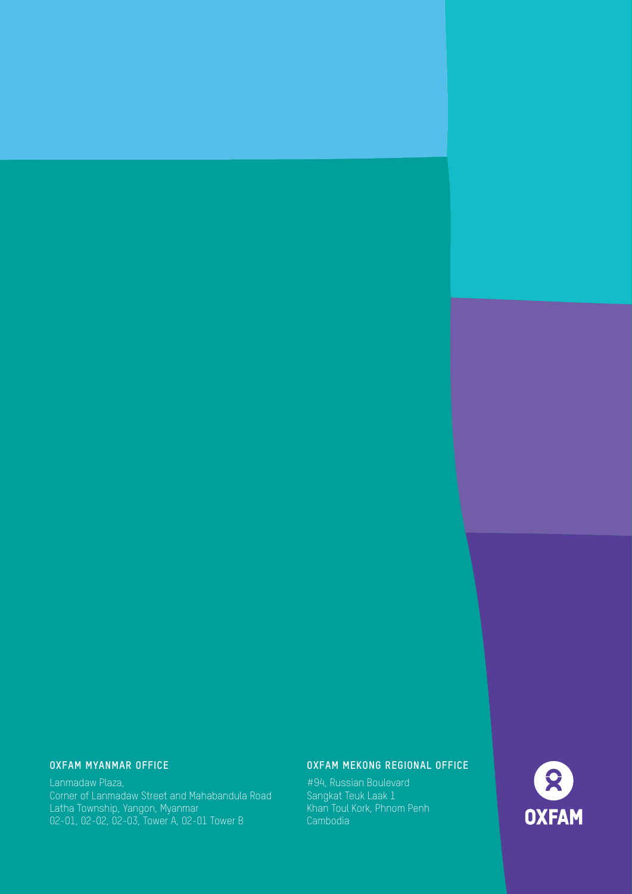**OXFAM MYANMAR OFFICE**

Lanmadaw Plaza,
Corner of Lanmadaw Street and Mahabandula Road
Latha Township, Yangon, Myanmar
02-01, 02-02, 02-03, Tower A, 02-01 Tower B

**OXFAM MEKONG REGIONAL OFFICE**

#94, Russian Boulevard
Sangkat Teuk Laak 1
Khan Toul Kork, Phnom Penh
Cambodia

OXFAM